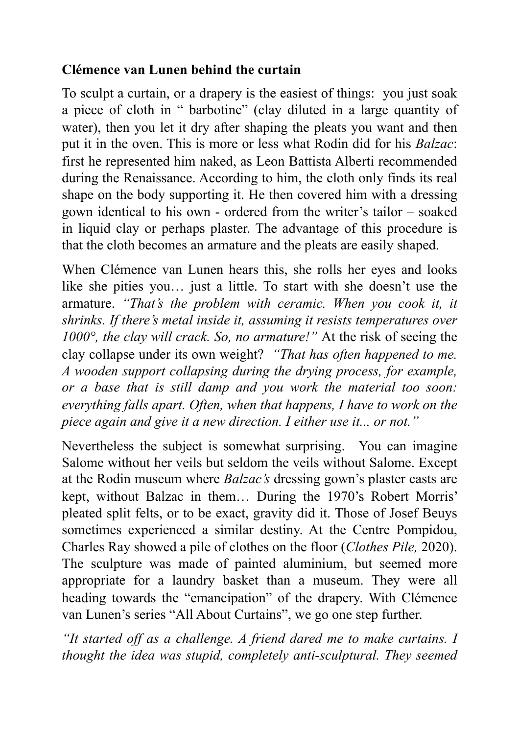**Clémence van Lunen behind the curtain**

To sculpt a curtain, or a drapery is the easiest of things: you just soak a piece of cloth in " barbotine" (clay diluted in a large quantity of water), then you let it dry after shaping the pleats you want and then put it in the oven. This is more or less what Rodin did for his *Balzac*: first he represented him naked, as Leon Battista Alberti recommended during the Renaissance. According to him, the cloth only finds its real shape on the body supporting it. He then covered him with a dressing gown identical to his own - ordered from the writer's tailor – soaked in liquid clay or perhaps plaster. The advantage of this procedure is that the cloth becomes an armature and the pleats are easily shaped.

When Clémence van Lunen hears this, she rolls her eyes and looks like she pities you… just a little. To start with she doesn't use the armature. *"That's the problem with ceramic. When you cook it, it shrinks. If there's metal inside it, assuming it resists temperatures over 1000°, the clay will crack. So, no armature!"* At the risk of seeing the clay collapse under its own weight? *"That has often happened to me. A wooden support collapsing during the drying process, for example, or a base that is still damp and you work the material too soon: everything falls apart. Often, when that happens, I have to work on the piece again and give it a new direction. I either use it... or not."*

Nevertheless the subject is somewhat surprising. You can imagine Salome without her veils but seldom the veils without Salome. Except at the Rodin museum where *Balzac's* dressing gown's plaster casts are kept, without Balzac in them… During the 1970's Robert Morris' pleated split felts, or to be exact, gravity did it. Those of Josef Beuys sometimes experienced a similar destiny. At the Centre Pompidou, Charles Ray showed a pile of clothes on the floor (*Clothes Pile,* 2020). The sculpture was made of painted aluminium, but seemed more appropriate for a laundry basket than a museum. They were all heading towards the "emancipation" of the drapery. With Clémence van Lunen's series "All About Curtains", we go one step further.

*"It started off as a challenge. A friend dared me to make curtains. I thought the idea was stupid, completely anti-sculptural. They seemed*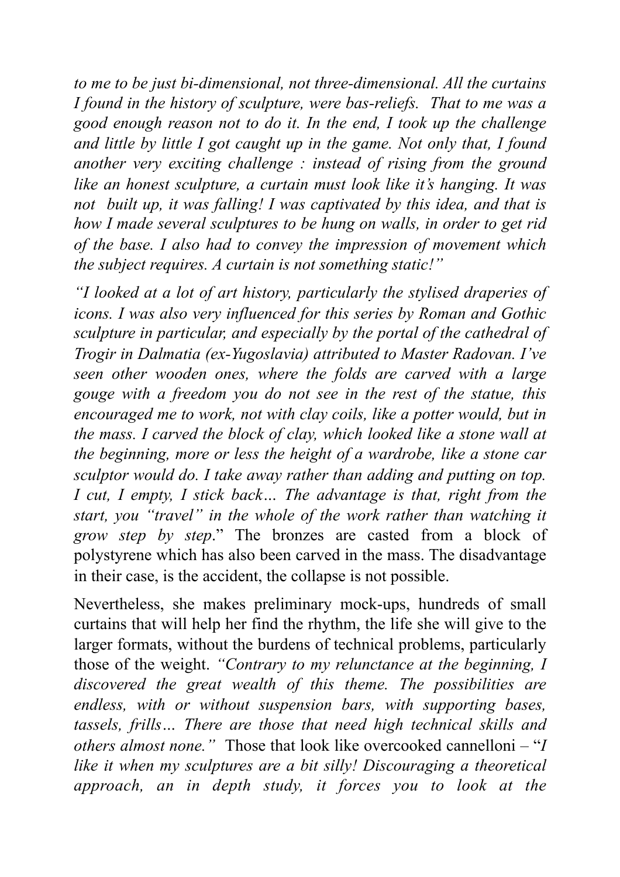*to me to be just bi-dimensional, not three-dimensional. All the curtains I found in the history of sculpture, were bas-reliefs. That to me was a good enough reason not to do it. In the end, I took up the challenge and little by little I got caught up in the game. Not only that, I found another very exciting challenge : instead of rising from the ground like an honest sculpture, a curtain must look like it's hanging. It was not built up, it was falling! I was captivated by this idea, and that is how I made several sculptures to be hung on walls, in order to get rid of the base. I also had to convey the impression of movement which the subject requires. A curtain is not something static!"*

*"I looked at a lot of art history, particularly the stylised draperies of icons. I was also very influenced for this series by Roman and Gothic sculpture in particular, and especially by the portal of the cathedral of Trogir in Dalmatia (ex-Yugoslavia) attributed to Master Radovan. I've seen other wooden ones, where the folds are carved with a large gouge with a freedom you do not see in the rest of the statue, this encouraged me to work, not with clay coils, like a potter would, but in the mass. I carved the block of clay, which looked like a stone wall at the beginning, more or less the height of a wardrobe, like a stone car sculptor would do. I take away rather than adding and putting on top. I cut, I empty, I stick back… The advantage is that, right from the start, you "travel" in the whole of the work rather than watching it grow step by step*." The bronzes are casted from a block of polystyrene which has also been carved in the mass. The disadvantage in their case, is the accident, the collapse is not possible.

Nevertheless, she makes preliminary mock-ups, hundreds of small curtains that will help her find the rhythm, the life she will give to the larger formats, without the burdens of technical problems, particularly those of the weight. *"Contrary to my relunctance at the beginning, I discovered the great wealth of this theme. The possibilities are endless, with or without suspension bars, with supporting bases, tassels, frills… There are those that need high technical skills and others almost none."* Those that look like overcooked cannelloni – "*I like it when my sculptures are a bit silly! Discouraging a theoretical approach, an in depth study, it forces you to look at the*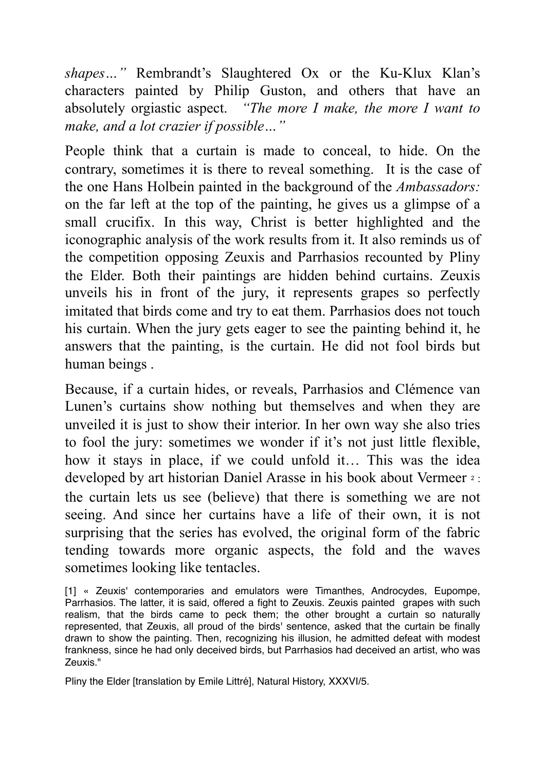*shapes…"* Rembrandt's Slaughtered Ox or the Ku-Klux Klan's characters painted by Philip Guston, and others that have an absolutely orgiastic aspect. *"The more I make, the more I want to make, and a lot crazier if possible…"*

People think that a curtain is made to conceal, to hide. On the contrary, sometimes it is there to reveal something. It is the case of the one Hans Holbein painted in the background of the *Ambassadors:* on the far left at the top of the painting, he gives us a glimpse of a small crucifix. In this way, Christ is better highlighted and the iconographic analysis of the work results from it. It also reminds us of the competition opposing Zeuxis and Parrhasios recounted by Pliny the Elder. Both their paintings are hidden behind curtains. Zeuxis unveils his in front of the jury, it represents grapes so perfectly imitated that birds come and try to eat them. Parrhasios does not touch his curtain. When the jury gets eager to see the painting behind it, he answers that the painting, is the curtain. He did not fool birds but human beings .

Because, if a curtain hides, or reveals, Parrhasios and Clémence van Lunen's curtains show nothing but themselves and when they are unveiled it is just to show their interior. In her own way she also tries to fool the jury: sometimes we wonder if it's not just little flexible, how it stays in place, if we could unfold it… This was the idea developed by art historian Daniel Arasse in his book about Vermeer [2] : the curtain lets us see (believe) that there is something we are not seeing. And since her curtains have a life of their own, it is not surprising that the series has evolved, the original form of the fabric tending towards more organic aspects, the fold and the waves sometimes looking like tentacles.

[1] « Zeuxis' contemporaries and emulators were Timanthes, Androcydes, Eupompe, Parrhasios. The latter, it is said, offered a fight to Zeuxis. Zeuxis painted grapes with such realism, that the birds came to peck them; the other brought a curtain so naturally represented, that Zeuxis, all proud of the birds' sentence, asked that the curtain be finally drawn to show the painting. Then, recognizing his illusion, he admitted defeat with modest frankness, since he had only deceived birds, but Parrhasios had deceived an artist, who was Zeuxis."

Pliny the Elder [translation by Emile Littré], Natural History, XXXVI/5.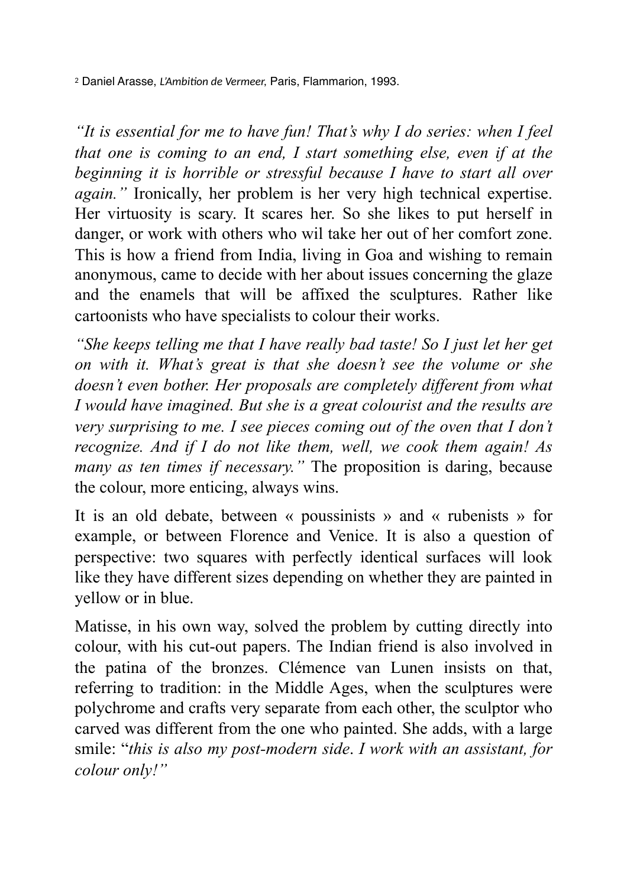[2] Daniel Arasse, *L'Ambition de Vermeer*, Paris, Flammarion, 1993.

*"It is essential for me to have fun! That's why I do series: when I feel that one is coming to an end, I start something else, even if at the beginning it is horrible or stressful because I have to start all over again."* Ironically, her problem is her very high technical expertise. Her virtuosity is scary. It scares her. So she likes to put herself in danger, or work with others who wil take her out of her comfort zone. This is how a friend from India, living in Goa and wishing to remain anonymous, came to decide with her about issues concerning the glaze and the enamels that will be affixed the sculptures. Rather like cartoonists who have specialists to colour their works.

*"She keeps telling me that I have really bad taste! So I just let her get on with it. What's great is that she doesn't see the volume or she doesn't even bother. Her proposals are completely different from what I would have imagined. But she is a great colourist and the results are very surprising to me. I see pieces coming out of the oven that I don't recognize. And if I do not like them, well, we cook them again! As many as ten times if necessary."* The proposition is daring, because the colour, more enticing, always wins.

It is an old debate, between « poussinists » and « rubenists » for example, or between Florence and Venice. It is also a question of perspective: two squares with perfectly identical surfaces will look like they have different sizes depending on whether they are painted in yellow or in blue.

Matisse, in his own way, solved the problem by cutting directly into colour, with his cut-out papers. The Indian friend is also involved in the patina of the bronzes. Clémence van Lunen insists on that, referring to tradition: in the Middle Ages, when the sculptures were polychrome and crafts very separate from each other, the sculptor who carved was different from the one who painted. She adds, with a large smile: "*this is also my post-modern side*. *I work with an assistant, for colour only!"*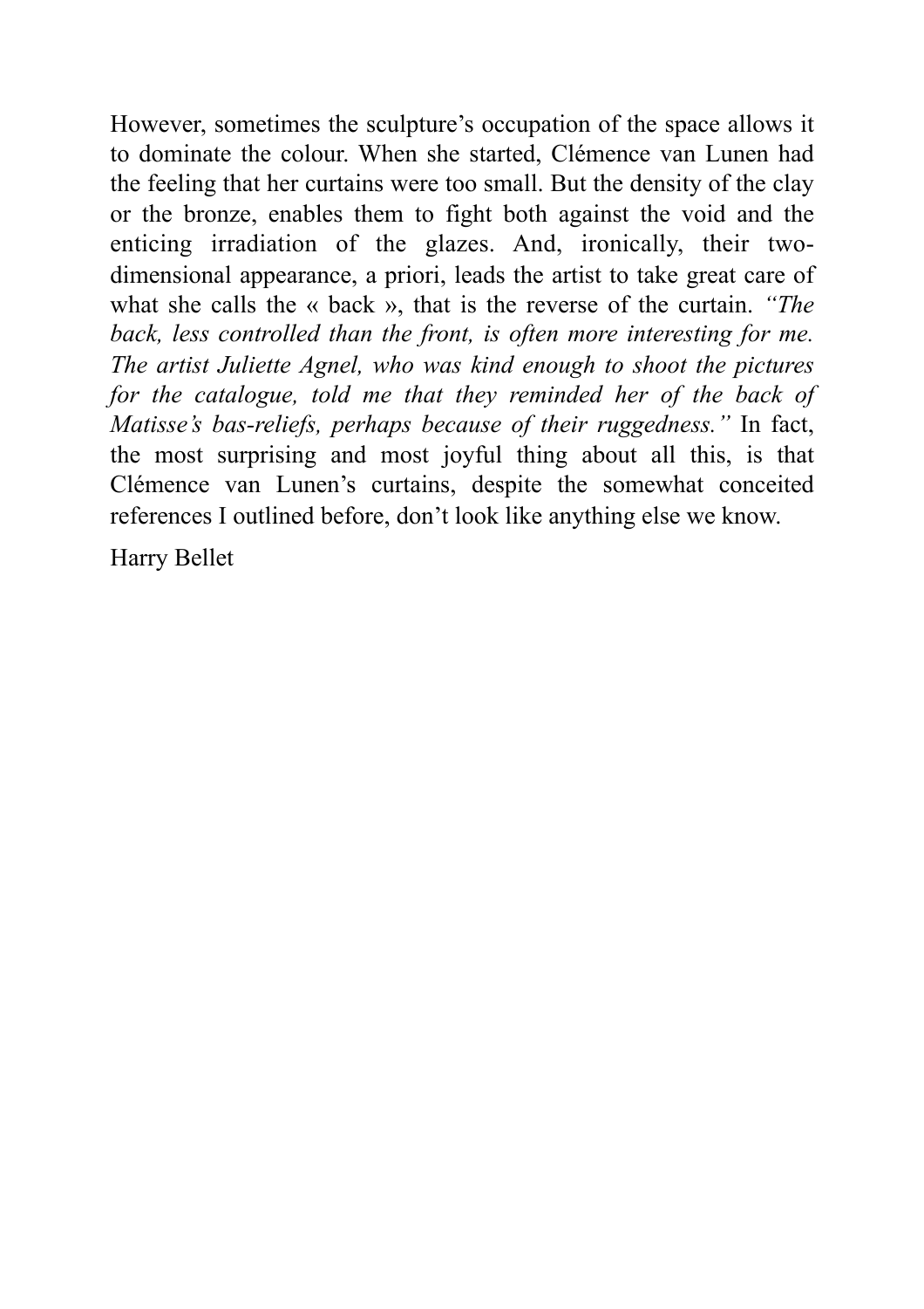However, sometimes the sculpture's occupation of the space allows it to dominate the colour. When she started, Clémence van Lunen had the feeling that her curtains were too small. But the density of the clay or the bronze, enables them to fight both against the void and the enticing irradiation of the glazes. And, ironically, their two-dimensional appearance, a priori, leads the artist to take great care of what she calls the « back », that is the reverse of the curtain. *"The back, less controlled than the front, is often more interesting for me. The artist Juliette Agnel, who was kind enough to shoot the pictures for the catalogue, told me that they reminded her of the back of Matisse's bas-reliefs, perhaps because of their ruggedness."* In fact, the most surprising and most joyful thing about all this, is that Clémence van Lunen's curtains, despite the somewhat conceited references I outlined before, don't look like anything else we know.

Harry Bellet